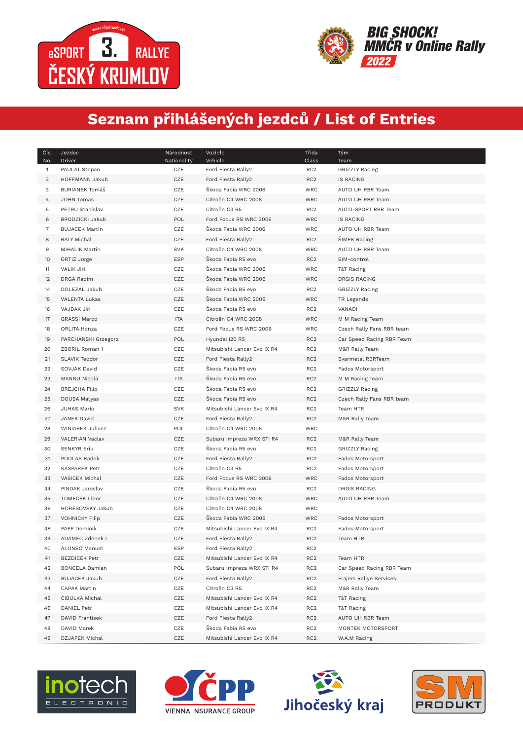eSPORT 3. RALLYE ČESKÝ KRUMLOV

BIG SHOCK! MMČR v Online Rally 2022

# Seznam přihlášených jezdců / List of Entries

| Čís. No. | Jezdec Driver | Národnost Nationality | Vozidlo Vehicle | Třída Class | Tým Team |
|---|---|---|---|---|---|
| 1 | PAULAT Stepan | CZE | Ford Fiesta Rally2 | RC2 | GRIZZLY Racing |
| 2 | HOFFMANN Jakub | CZE | Ford Fiesta Rally2 | RC2 | IS RACING |
| 3 | BURIÁNEK Tomáš | CZE | Škoda Fabia WRC 2006 | WRC | AUTO UH RBR Team |
| 4 | JOHN Tomas | CZE | Citroën C4 WRC 2008 | WRC | AUTO UH RBR Team |
| 5 | PETRU Stanislav | CZE | Citroën C3 R5 | RC2 | AUTO-SPORT RBR Team |
| 6 | BRODZICKI Jakub | POL | Ford Focus RS WRC 2006 | WRC | IS RACING |
| 7 | BUJACEK Martin | CZE | Škoda Fabia WRC 2006 | WRC | AUTO UH RBR Team |
| 8 | BALY Michal | CZE | Ford Fiesta Rally2 | RC2 | ŠIMEK Racing |
| 9 | MIHALIK Martin | SVK | Citroën C4 WRC 2008 | WRC | AUTO UH RBR Team |
| 10 | ORTIZ Jorge | ESP | Škoda Fabia R5 evo | RC2 | SIM-control |
| 11 | VALIK Jiri | CZE | Škoda Fabia WRC 2006 | WRC | T&T Racing |
| 12 | DRGA Radim | CZE | Škoda Fabia WRC 2006 | WRC | DRGIS RACING |
| 14 | DOLEZAL Jakub | CZE | Škoda Fabia R5 evo | RC2 | GRIZZLY Racing |
| 15 | VALENTA Lukas | CZE | Škoda Fabia WRC 2006 | WRC | TR Legends |
| 16 | VAJDAK Jiri | CZE | Škoda Fabia R5 evo | RC2 | VANADI |
| 17 | GRASSI Marco | ITA | Citroën C4 WRC 2008 | WRC | M M Racing Team |
| 18 | ORLITA Honza | CZE | Ford Focus RS WRC 2006 | WRC | Czech Rally Fans RBR team |
| 19 | PARCHANSKI Grzegorz | POL | Hyundai i20 R5 | RC2 | Car Speed Racing RBR Team |
| 20 | ZBORIL Roman 1 | CZE | Mitsubishi Lancer Evo IX R4 | RC2 | M&R Rally Team |
| 21 | SLAVIK Teodor | CZE | Ford Fiesta Rally2 | RC2 | Svarmetal RBRTeam |
| 22 | SOVJÁK David | CZE | Škoda Fabia R5 evo | RC2 | Fados Motorsport |
| 23 | MANNU Nicola | ITA | Škoda Fabia R5 evo | RC2 | M M Racing Team |
| 24 | BREJCHA Filip | CZE | Škoda Fabia R5 evo | RC2 | GRIZZLY Racing |
| 25 | DOUSA Matyas | CZE | Škoda Fabia R5 evo | RC2 | Czech Rally Fans RBR team |
| 26 | JUHAS Mario | SVK | Mitsubishi Lancer Evo IX R4 | RC2 | Team HTR |
| 27 | JANEK David | CZE | Ford Fiesta Rally2 | RC2 | M&R Rally Team |
| 28 | WINIAREK Juliusz | POL | Citroën C4 WRC 2008 | WRC | |
| 29 | VALERIAN Vaclav | CZE | Subaru Impreza WRX STi R4 | RC2 | M&R Rally Team |
| 30 | SENKYR Erik | CZE | Škoda Fabia R5 evo | RC2 | GRIZZLY Racing |
| 31 | PODLAS Radek | CZE | Ford Fiesta Rally2 | RC2 | Fados Motorsport |
| 32 | KASPAREK Petr | CZE | Citroën C3 R5 | RC2 | Fados Motorsport |
| 33 | VASICEK Michal | CZE | Ford Focus RS WRC 2006 | WRC | Fados Motorsport |
| 34 | PINDAK Jaroslav | CZE | Škoda Fabia R5 evo | RC2 | DRGIS RACING |
| 35 | TOMECEK Libor | CZE | Citroën C4 WRC 2008 | WRC | AUTO UH RBR Team |
| 36 | HORESOVSKY Jakub | CZE | Citroën C4 WRC 2008 | WRC | |
| 37 | VOHNICKY Filip | CZE | Škoda Fabia WRC 2006 | WRC | Fados Motorsport |
| 38 | PAPP Dominik | CZE | Mitsubishi Lancer Evo IX R4 | RC2 | Fados Motorsport |
| 39 | ADAMEC Zdenek I | CZE | Ford Fiesta Rally2 | RC2 | Team HTR |
| 40 | ALONSO Manuel | ESP | Ford Fiesta Rally2 | RC2 | |
| 41 | BEZDICEK Petr | CZE | Mitsubishi Lancer Evo IX R4 | RC2 | Team HTR |
| 42 | BONCELA Damian | POL | Subaru Impreza WRX STi R4 | RC2 | Car Speed Racing RBR Team |
| 43 | BUJACEK Jakub | CZE | Ford Fiesta Rally2 | RC2 | Frajers Rallye Services |
| 44 | CAPAK Martin | CZE | Citroën C3 R5 | RC2 | M&R Rally Team |
| 45 | CIBULKA Michal | CZE | Mitsubishi Lancer Evo IX R4 | RC2 | T&T Racing |
| 46 | DANIEL Petr | CZE | Mitsubishi Lancer Evo IX R4 | RC2 | T&T Racing |
| 47 | DAVID Frantisek | CZE | Ford Fiesta Rally2 | RC2 | AUTO UH RBR Team |
| 48 | DAVID Marek | CZE | Škoda Fabia R5 evo | RC2 | MONTEK MOTORSPORT |
| 49 | DZJAPEK Michal | CZE | Mitsubishi Lancer Evo IX R4 | RC2 | W.A.M Racing |

inotech ELECTRONIC | ČPP VIENNA INSURANCE GROUP | Jihočeský kraj | SM PRODUKT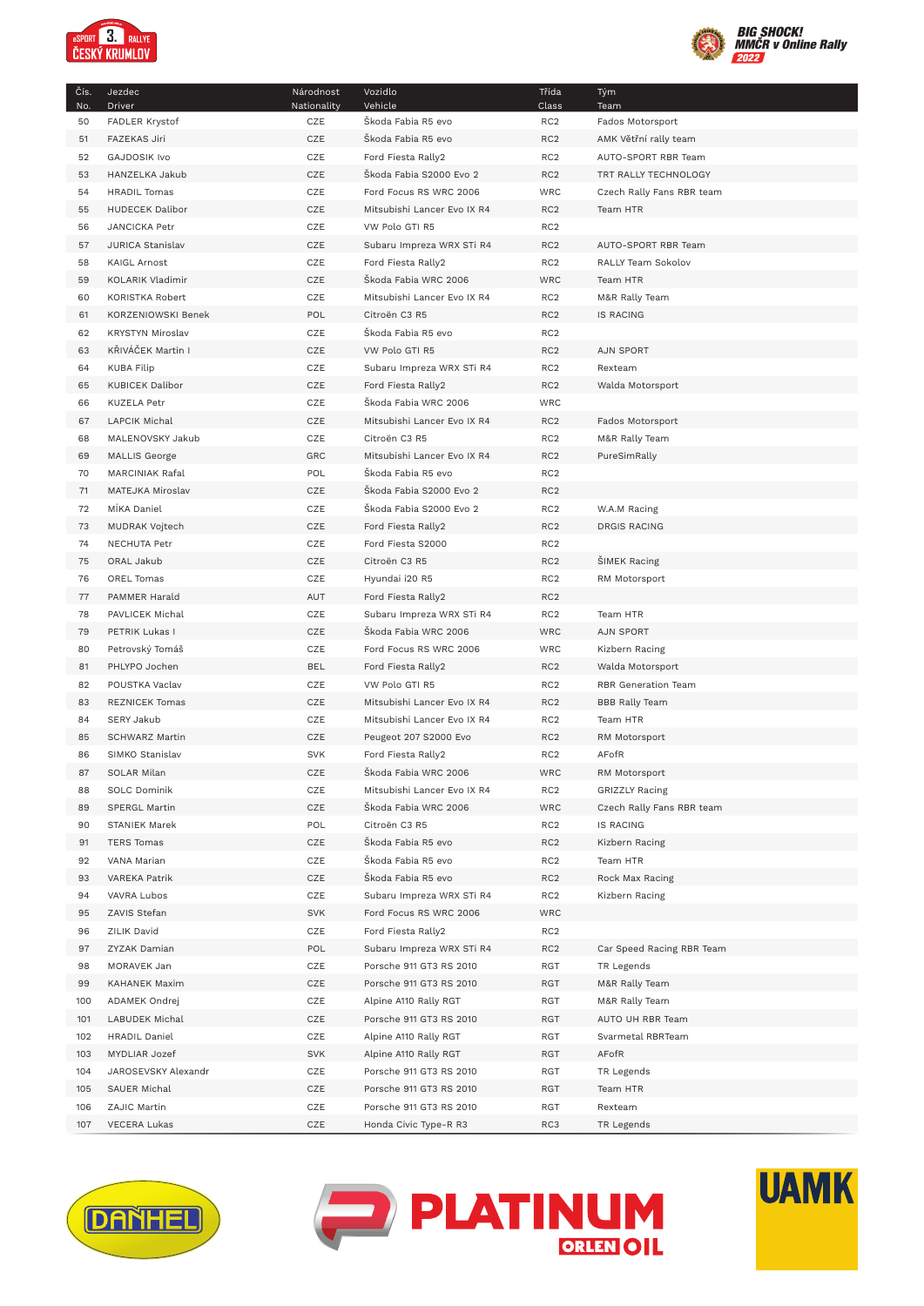| Čís. No. | Jezdec Driver | Národnost Nationality | Vozidlo Vehicle | Třída Class | Tým Team |
|---|---|---|---|---|---|
| 50 | FADLER Krystof | CZE | Škoda Fabia R5 evo | RC2 | Fados Motorsport |
| 51 | FAZEKAS Jiri | CZE | Škoda Fabia R5 evo | RC2 | AMK Větřní rally team |
| 52 | GAJDOSIK Ivo | CZE | Ford Fiesta Rally2 | RC2 | AUTO-SPORT RBR Team |
| 53 | HANZELKA Jakub | CZE | Škoda Fabia S2000 Evo 2 | RC2 | TRT RALLY TECHNOLOGY |
| 54 | HRADIL Tomas | CZE | Ford Focus RS WRC 2006 | WRC | Czech Rally Fans RBR team |
| 55 | HUDECEK Dalibor | CZE | Mitsubishi Lancer Evo IX R4 | RC2 | Team HTR |
| 56 | JANCICKA Petr | CZE | VW Polo GTI R5 | RC2 | |
| 57 | JURICA Stanislav | CZE | Subaru Impreza WRX STi R4 | RC2 | AUTO-SPORT RBR Team |
| 58 | KAIGL Arnost | CZE | Ford Fiesta Rally2 | RC2 | RALLY Team Sokolov |
| 59 | KOLARIK Vladimir | CZE | Škoda Fabia WRC 2006 | WRC | Team HTR |
| 60 | KORISTKA Robert | CZE | Mitsubishi Lancer Evo IX R4 | RC2 | M&R Rally Team |
| 61 | KORZENIOWSKI Benek | POL | Citroën C3 R5 | RC2 | IS RACING |
| 62 | KRYSTYN Miroslav | CZE | Škoda Fabia R5 evo | RC2 | |
| 63 | KŘIVÁČEK Martin I | CZE | VW Polo GTI R5 | RC2 | AJN SPORT |
| 64 | KUBA Filip | CZE | Subaru Impreza WRX STi R4 | RC2 | Rexteam |
| 65 | KUBICEK Dalibor | CZE | Ford Fiesta Rally2 | RC2 | Walda Motorsport |
| 66 | KUZELA Petr | CZE | Škoda Fabia WRC 2006 | WRC | |
| 67 | LAPCIK Michal | CZE | Mitsubishi Lancer Evo IX R4 | RC2 | Fados Motorsport |
| 68 | MALENOVSKY Jakub | CZE | Citroën C3 R5 | RC2 | M&R Rally Team |
| 69 | MALLIS George | GRC | Mitsubishi Lancer Evo IX R4 | RC2 | PureSimRally |
| 70 | MARCINIAK Rafal | POL | Škoda Fabia R5 evo | RC2 | |
| 71 | MATEJKA Miroslav | CZE | Škoda Fabia S2000 Evo 2 | RC2 | |
| 72 | MÍKA Daniel | CZE | Škoda Fabia S2000 Evo 2 | RC2 | W.A.M Racing |
| 73 | MUDRAK Vojtech | CZE | Ford Fiesta Rally2 | RC2 | DRGIS RACING |
| 74 | NECHUTA Petr | CZE | Ford Fiesta S2000 | RC2 | |
| 75 | ORAL Jakub | CZE | Citroën C3 R5 | RC2 | ŠIMEK Racing |
| 76 | OREL Tomas | CZE | Hyundai i20 R5 | RC2 | RM Motorsport |
| 77 | PAMMER Harald | AUT | Ford Fiesta Rally2 | RC2 | |
| 78 | PAVLICEK Michal | CZE | Subaru Impreza WRX STi R4 | RC2 | Team HTR |
| 79 | PETRIK Lukas I | CZE | Škoda Fabia WRC 2006 | WRC | AJN SPORT |
| 80 | Petrovský Tomáš | CZE | Ford Focus RS WRC 2006 | WRC | Kizbern Racing |
| 81 | PHLYPO Jochen | BEL | Ford Fiesta Rally2 | RC2 | Walda Motorsport |
| 82 | POUSTKA Vaclav | CZE | VW Polo GTI R5 | RC2 | RBR Generation Team |
| 83 | REZNICEK Tomas | CZE | Mitsubishi Lancer Evo IX R4 | RC2 | BBB Rally Team |
| 84 | SERY Jakub | CZE | Mitsubishi Lancer Evo IX R4 | RC2 | Team HTR |
| 85 | SCHWARZ Martin | CZE | Peugeot 207 S2000 Evo | RC2 | RM Motorsport |
| 86 | SIMKO Stanislav | SVK | Ford Fiesta Rally2 | RC2 | AFofR |
| 87 | SOLAR Milan | CZE | Škoda Fabia WRC 2006 | WRC | RM Motorsport |
| 88 | SOLC Dominik | CZE | Mitsubishi Lancer Evo IX R4 | RC2 | GRIZZLY Racing |
| 89 | SPERGL Martin | CZE | Škoda Fabia WRC 2006 | WRC | Czech Rally Fans RBR team |
| 90 | STANIEK Marek | POL | Citroën C3 R5 | RC2 | IS RACING |
| 91 | TERS Tomas | CZE | Škoda Fabia R5 evo | RC2 | Kizbern Racing |
| 92 | VANA Marian | CZE | Škoda Fabia R5 evo | RC2 | Team HTR |
| 93 | VAREKA Patrik | CZE | Škoda Fabia R5 evo | RC2 | Rock Max Racing |
| 94 | VAVRA Lubos | CZE | Subaru Impreza WRX STi R4 | RC2 | Kizbern Racing |
| 95 | ZAVIS Stefan | SVK | Ford Focus RS WRC 2006 | WRC | |
| 96 | ZILIK David | CZE | Ford Fiesta Rally2 | RC2 | |
| 97 | ZYZAK Damian | POL | Subaru Impreza WRX STi R4 | RC2 | Car Speed Racing RBR Team |
| 98 | MORAVEK Jan | CZE | Porsche 911 GT3 RS 2010 | RGT | TR Legends |
| 99 | KAHANEK Maxim | CZE | Porsche 911 GT3 RS 2010 | RGT | M&R Rally Team |
| 100 | ADAMEK Ondrej | CZE | Alpine A110 Rally RGT | RGT | M&R Rally Team |
| 101 | LABUDEK Michal | CZE | Porsche 911 GT3 RS 2010 | RGT | AUTO UH RBR Team |
| 102 | HRADIL Daniel | CZE | Alpine A110 Rally RGT | RGT | Svarmetal RBRTeam |
| 103 | MYDLIAR Jozef | SVK | Alpine A110 Rally RGT | RGT | AFofR |
| 104 | JAROSEVSKY Alexandr | CZE | Porsche 911 GT3 RS 2010 | RGT | TR Legends |
| 105 | SAUER Michal | CZE | Porsche 911 GT3 RS 2010 | RGT | Team HTR |
| 106 | ZAJIC Martin | CZE | Porsche 911 GT3 RS 2010 | RGT | Rexteam |
| 107 | VECERA Lukas | CZE | Honda Civic Type-R R3 | RC3 | TR Legends |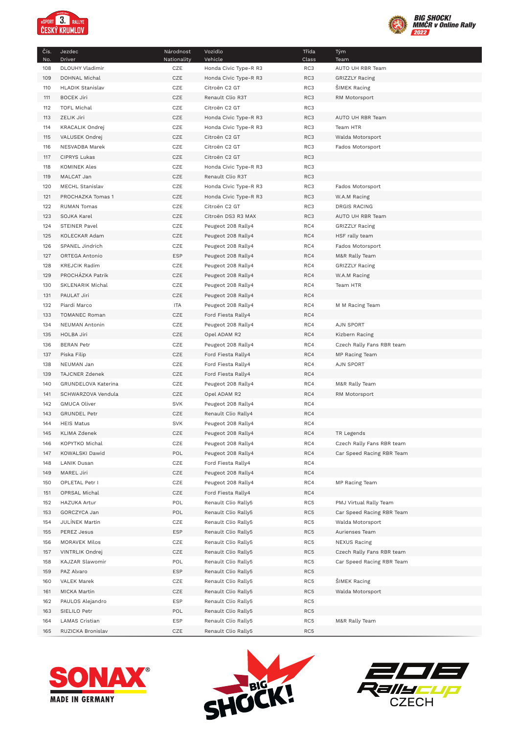| Čís. No. | Jezdec Driver | Národnost Nationality | Vozidlo Vehicle | Třída Class | Tým Team |
|---|---|---|---|---|---|
| 108 | DLOUHY Vladimir | CZE | Honda Civic Type-R R3 | RC3 | AUTO UH RBR Team |
| 109 | DOHNAL Michal | CZE | Honda Civic Type-R R3 | RC3 | GRIZZLY Racing |
| 110 | HLADIK Stanislav | CZE | Citroën C2 GT | RC3 | ŠIMEK Racing |
| 111 | BOCEK Jiri | CZE | Renault Clio R3T | RC3 | RM Motorsport |
| 112 | TOFL Michal | CZE | Citroën C2 GT | RC3 | |
| 113 | ZELIK Jiri | CZE | Honda Civic Type-R R3 | RC3 | AUTO UH RBR Team |
| 114 | KRACALIK Ondrej | CZE | Honda Civic Type-R R3 | RC3 | Team HTR |
| 115 | VALUSEK Ondrej | CZE | Citroën C2 GT | RC3 | Walda Motorsport |
| 116 | NESVADBA Marek | CZE | Citroën C2 GT | RC3 | Fados Motorsport |
| 117 | CIPRYS Lukas | CZE | Citroën C2 GT | RC3 | |
| 118 | KOMINEK Ales | CZE | Honda Civic Type-R R3 | RC3 | |
| 119 | MALCAT Jan | CZE | Renault Clio R3T | RC3 | |
| 120 | MECHL Stanislav | CZE | Honda Civic Type-R R3 | RC3 | Fados Motorsport |
| 121 | PROCHAZKA Tomas 1 | CZE | Honda Civic Type-R R3 | RC3 | W.A.M Racing |
| 122 | RUMAN Tomas | CZE | Citroën C2 GT | RC3 | DRGIS RACING |
| 123 | SOJKA Karel | CZE | Citroën DS3 R3 MAX | RC3 | AUTO UH RBR Team |
| 124 | STEINER Pavel | CZE | Peugeot 208 Rally4 | RC4 | GRIZZLY Racing |
| 125 | KOLECKAR Adam | CZE | Peugeot 208 Rally4 | RC4 | HSF rally team |
| 126 | SPANEL Jindrich | CZE | Peugeot 208 Rally4 | RC4 | Fados Motorsport |
| 127 | ORTEGA Antonio | ESP | Peugeot 208 Rally4 | RC4 | M&R Rally Team |
| 128 | KREJCIK Radim | CZE | Peugeot 208 Rally4 | RC4 | GRIZZLY Racing |
| 129 | PROCHÁZKA Patrik | CZE | Peugeot 208 Rally4 | RC4 | W.A.M Racing |
| 130 | SKLENARIK Michal | CZE | Peugeot 208 Rally4 | RC4 | Team HTR |
| 131 | PAULAT Jiri | CZE | Peugeot 208 Rally4 | RC4 | |
| 132 | Piardi Marco | ITA | Peugeot 208 Rally4 | RC4 | M M Racing Team |
| 133 | TOMANEC Roman | CZE | Ford Fiesta Rally4 | RC4 | |
| 134 | NEUMAN Antonin | CZE | Peugeot 208 Rally4 | RC4 | AJN SPORT |
| 135 | HOLBA Jiri | CZE | Opel ADAM R2 | RC4 | Kizbern Racing |
| 136 | BERAN Petr | CZE | Peugeot 208 Rally4 | RC4 | Czech Rally Fans RBR team |
| 137 | Piska Filip | CZE | Ford Fiesta Rally4 | RC4 | MP Racing Team |
| 138 | NEUMAN Jan | CZE | Ford Fiesta Rally4 | RC4 | AJN SPORT |
| 139 | TAJCNER Zdenek | CZE | Ford Fiesta Rally4 | RC4 | |
| 140 | GRUNDELOVA Katerina | CZE | Peugeot 208 Rally4 | RC4 | M&R Rally Team |
| 141 | SCHWARZOVA Vendula | CZE | Opel ADAM R2 | RC4 | RM Motorsport |
| 142 | GMUCA Oliver | SVK | Peugeot 208 Rally4 | RC4 | |
| 143 | GRUNDEL Petr | CZE | Renault Clio Rally4 | RC4 | |
| 144 | HEIS Matus | SVK | Peugeot 208 Rally4 | RC4 | |
| 145 | KLIMA Zdenek | CZE | Peugeot 208 Rally4 | RC4 | TR Legends |
| 146 | KOPYTKO Michal | CZE | Peugeot 208 Rally4 | RC4 | Czech Rally Fans RBR team |
| 147 | KOWALSKI Dawid | POL | Peugeot 208 Rally4 | RC4 | Car Speed Racing RBR Team |
| 148 | LANIK Dusan | CZE | Ford Fiesta Rally4 | RC4 | |
| 149 | MAREL Jiri | CZE | Peugeot 208 Rally4 | RC4 | |
| 150 | OPLETAL Petr I | CZE | Peugeot 208 Rally4 | RC4 | MP Racing Team |
| 151 | OPRSAL Michal | CZE | Ford Fiesta Rally4 | RC4 | |
| 152 | HAZUKA Artur | POL | Renault Clio Rally5 | RC5 | PMJ Virtual Rally Team |
| 153 | GORCZYCA Jan | POL | Renault Clio Rally5 | RC5 | Car Speed Racing RBR Team |
| 154 | JULÍNEK Martin | CZE | Renault Clio Rally5 | RC5 | Walda Motorsport |
| 155 | PEREZ Jesus | ESP | Renault Clio Rally5 | RC5 | Aurienses Team |
| 156 | MORAVEK Milos | CZE | Renault Clio Rally5 | RC5 | NEXUS Racing |
| 157 | VINTRLIK Ondrej | CZE | Renault Clio Rally5 | RC5 | Czech Rally Fans RBR team |
| 158 | KAJZAR Slawomir | POL | Renault Clio Rally5 | RC5 | Car Speed Racing RBR Team |
| 159 | PAZ Alvaro | ESP | Renault Clio Rally5 | RC5 | |
| 160 | VALEK Marek | CZE | Renault Clio Rally5 | RC5 | ŠIMEK Racing |
| 161 | MICKA Martin | CZE | Renault Clio Rally5 | RC5 | Walda Motorsport |
| 162 | PAULOS Alejandro | ESP | Renault Clio Rally5 | RC5 | |
| 163 | SIELILO Petr | POL | Renault Clio Rally5 | RC5 | |
| 164 | LAMAS Cristian | ESP | Renault Clio Rally5 | RC5 | M&R Rally Team |
| 165 | RUZICKA Bronislav | CZE | Renault Clio Rally5 | RC5 | |